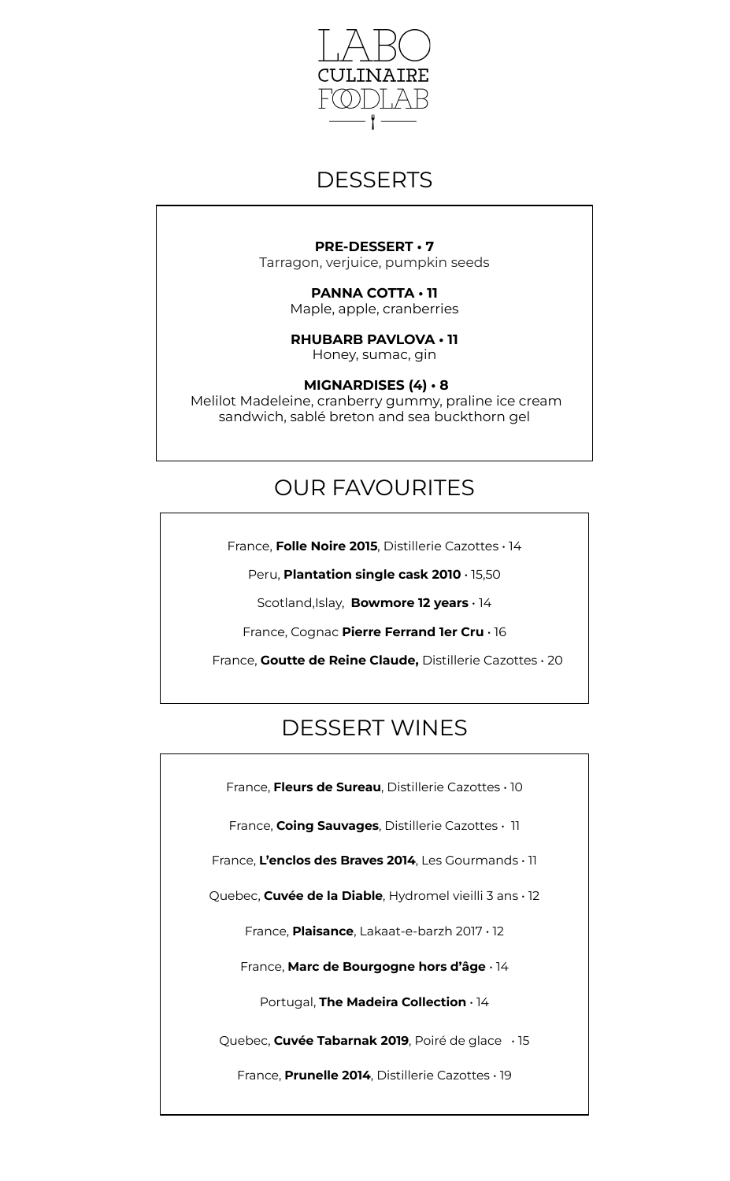LABO CULINAIRE FOODLAB

# DESSERTS

**PRE-DESSERT • 7**
Tarragon, verjuice, pumpkin seeds

**PANNA COTTA • 11**
Maple, apple, cranberries

**RHUBARB PAVLOVA • 11**
Honey, sumac, gin

**MIGNARDISES (4) • 8**
Melilot Madeleine, cranberry gummy, praline ice cream sandwich, sablé breton and sea buckthorn gel

# OUR FAVOURITES

France, **Folle Noire 2015**, Distillerie Cazottes • 14

Peru, **Plantation single cask 2010** • 15,50

Scotland,Islay, **Bowmore 12 years** • 14

France, Cognac **Pierre Ferrand 1er Cru** • 16

France, **Goutte de Reine Claude,** Distillerie Cazottes • 20

# DESSERT WINES

France, **Fleurs de Sureau**, Distillerie Cazottes • 10

France, **Coing Sauvages**, Distillerie Cazottes • 11

France, **L'enclos des Braves 2014**, Les Gourmands • 11

Quebec, **Cuvée de la Diable**, Hydromel vieilli 3 ans • 12

France, **Plaisance**, Lakaat-e-barzh 2017 • 12

France, **Marc de Bourgogne hors d'âge** • 14

Portugal, **The Madeira Collection** • 14

Quebec, **Cuvée Tabarnak 2019**, Poiré de glace • 15

France, **Prunelle 2014**, Distillerie Cazottes • 19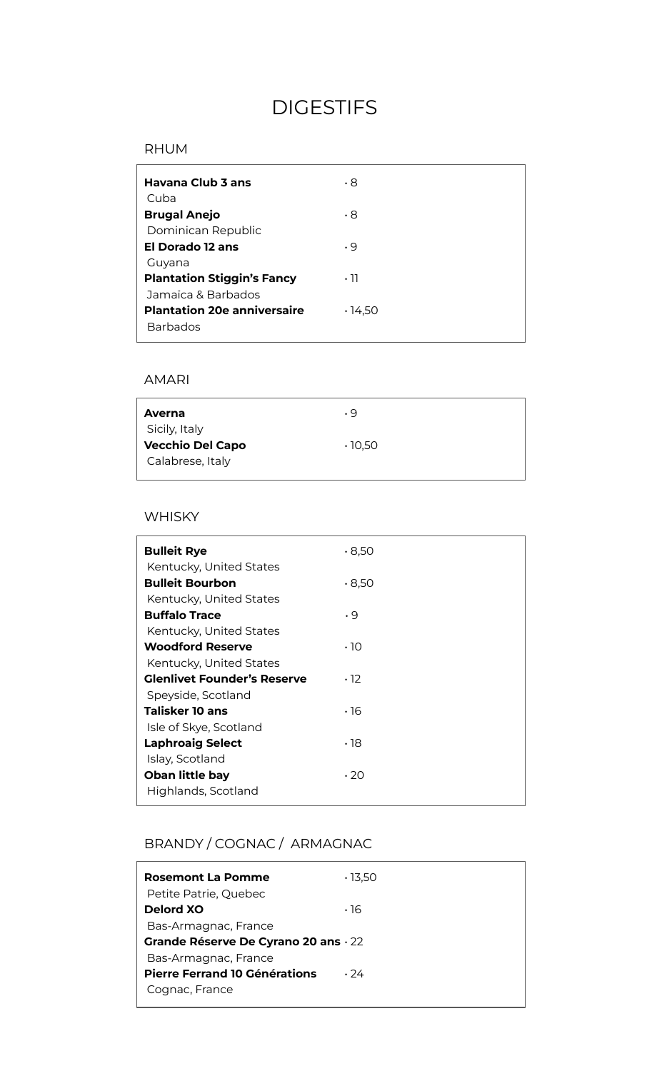# DIGESTIFS

## RHUM

| | |
|---|---|
| **Havana Club 3 ans**<br>Cuba | • 8 |
| **Brugal Anejo**<br>Dominican Republic | • 8 |
| **El Dorado 12 ans**<br>Guyana | • 9 |
| **Plantation Stiggin's Fancy**<br>Jamaïca & Barbados | • 11 |
| **Plantation 20e anniversaire**<br>Barbados | • 14,50 |

## AMARI

| | |
|---|---|
| **Averna**<br>Sicily, Italy | • 9 |
| **Vecchio Del Capo**<br>Calabrese, Italy | • 10,50 |

## WHISKY

| | |
|---|---|
| **Bulleit Rye**<br>Kentucky, United States | • 8,50 |
| **Bulleit Bourbon**<br>Kentucky, United States | • 8,50 |
| **Buffalo Trace**<br>Kentucky, United States | • 9 |
| **Woodford Reserve**<br>Kentucky, United States | • 10 |
| **Glenlivet Founder's Reserve**<br>Speyside, Scotland | • 12 |
| **Talisker 10 ans**<br>Isle of Skye, Scotland | • 16 |
| **Laphroaig Select**<br>Islay, Scotland | • 18 |
| **Oban little bay**<br>Highlands, Scotland | • 20 |

## BRANDY / COGNAC / ARMAGNAC

| | |
|---|---|
| **Rosemont La Pomme**<br>Petite Patrie, Quebec | • 13,50 |
| **Delord XO**<br>Bas-Armagnac, France | • 16 |
| **Grande Réserve De Cyrano 20 ans**<br>Bas-Armagnac, France | • 22 |
| **Pierre Ferrand 10 Générations**<br>Cognac, France | • 24 |